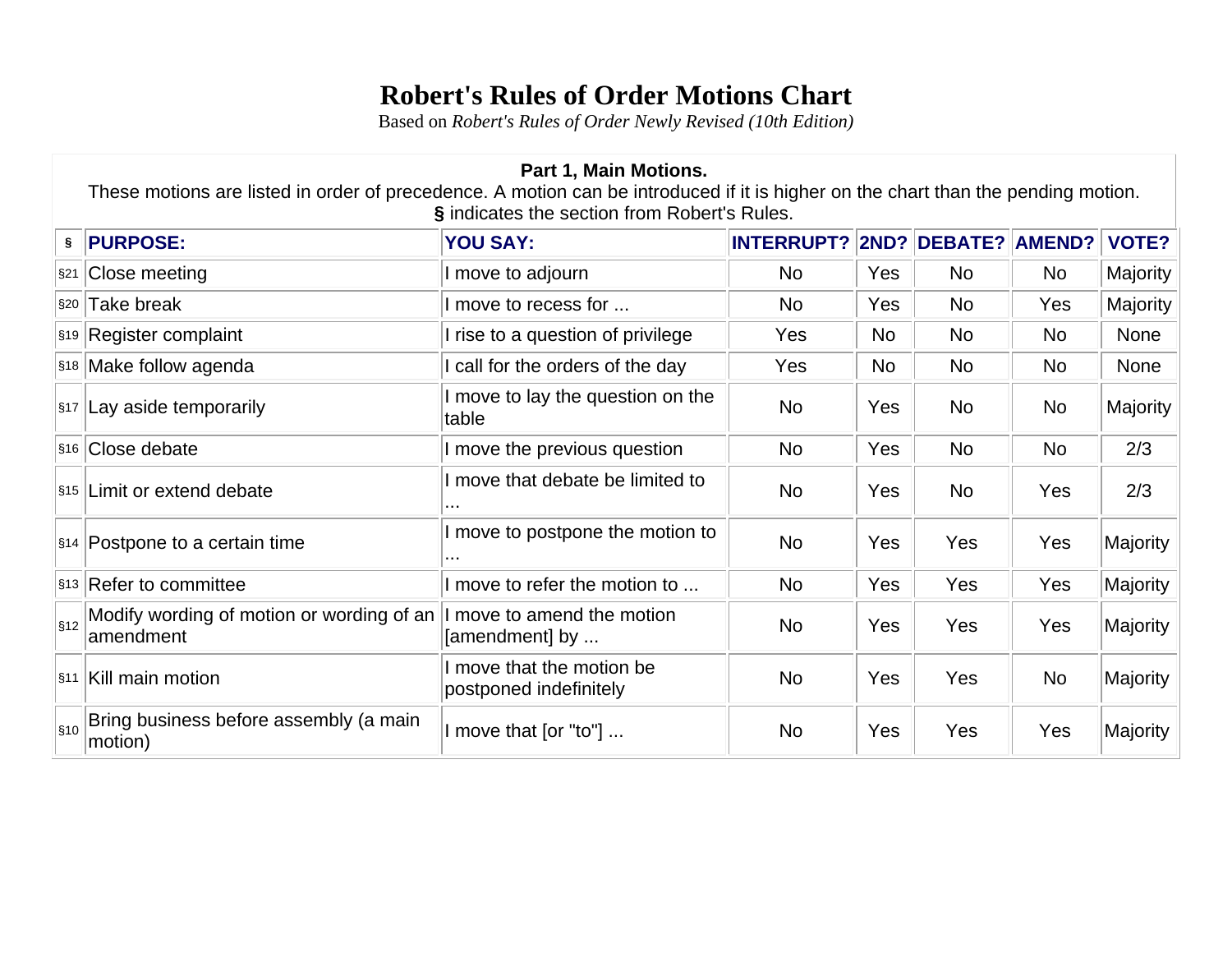# Robert's Rules of Order Motions Chart

Based on *Robert's Rules of Order Newly Revised (10th Edition)*

**Part 1, Main Motions.**

These motions are listed in order of precedence. A motion can be introduced if it is higher on the chart than the pending motion.

**§** indicates the section from Robert's Rules.

| § | PURPOSE: | YOU SAY: | INTERRUPT? | 2ND? | DEBATE? | AMEND? | VOTE? |
|---|---|---|---|---|---|---|---|
| §21 | Close meeting | I move to adjourn | No | Yes | No | No | Majority |
| §20 | Take break | I move to recess for ... | No | Yes | No | Yes | Majority |
| §19 | Register complaint | I rise to a question of privilege | Yes | No | No | No | None |
| §18 | Make follow agenda | I call for the orders of the day | Yes | No | No | No | None |
| §17 | Lay aside temporarily | I move to lay the question on the table | No | Yes | No | No | Majority |
| §16 | Close debate | I move the previous question | No | Yes | No | No | 2/3 |
| §15 | Limit or extend debate | I move that debate be limited to ... | No | Yes | No | Yes | 2/3 |
| §14 | Postpone to a certain time | I move to postpone the motion to ... | No | Yes | Yes | Yes | Majority |
| §13 | Refer to committee | I move to refer the motion to ... | No | Yes | Yes | Yes | Majority |
| §12 | Modify wording of motion or wording of an amendment | I move to amend the motion [amendment] by ... | No | Yes | Yes | Yes | Majority |
| §11 | Kill main motion | I move that the motion be postponed indefinitely | No | Yes | Yes | No | Majority |
| §10 | Bring business before assembly (a main motion) | I move that [or "to"] ... | No | Yes | Yes | Yes | Majority |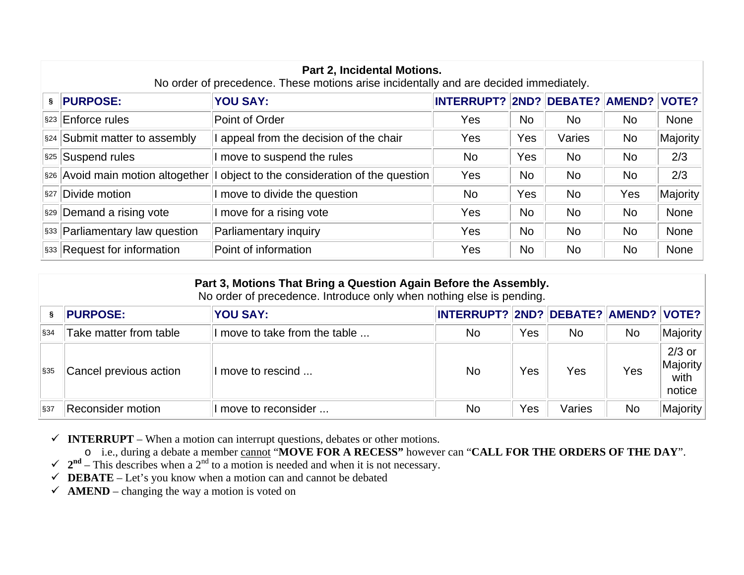| **Part 2, Incidental Motions.** No order of precedence. These motions arise incidentally and are decided immediately. | | | | | | | |
|---|---|---|---|---|---|---|---|
| **§** | **PURPOSE:** | **YOU SAY:** | **INTERRUPT?** | **2ND?** | **DEBATE?** | **AMEND?** | **VOTE?** |
| §23 | Enforce rules | Point of Order | Yes | No | No | No | None |
| §24 | Submit matter to assembly | I appeal from the decision of the chair | Yes | Yes | Varies | No | Majority |
| §25 | Suspend rules | I move to suspend the rules | No | Yes | No | No | 2/3 |
| §26 | Avoid main motion altogether | I object to the consideration of the question | Yes | No | No | No | 2/3 |
| §27 | Divide motion | I move to divide the question | No | Yes | No | Yes | Majority |
| §29 | Demand a rising vote | I move for a rising vote | Yes | No | No | No | None |
| §33 | Parliamentary law question | Parliamentary inquiry | Yes | No | No | No | None |
| §33 | Request for information | Point of information | Yes | No | No | No | None |

| **Part 3, Motions That Bring a Question Again Before the Assembly.** No order of precedence. Introduce only when nothing else is pending. | | | | | | | |
|---|---|---|---|---|---|---|---|
| **§** | **PURPOSE:** | **YOU SAY:** | **INTERRUPT?** | **2ND?** | **DEBATE?** | **AMEND?** | **VOTE?** |
| §34 | Take matter from table | I move to take from the table ... | No | Yes | No | No | Majority |
| §35 | Cancel previous action | I move to rescind ... | No | Yes | Yes | Yes | 2/3 or Majority with notice |
| §37 | Reconsider motion | I move to reconsider ... | No | Yes | Varies | No | Majority |

- ✓ **INTERRUPT** – When a motion can interrupt questions, debates or other motions.
  - i.e., during a debate a member cannot "**MOVE FOR A RECESS"** however can "**CALL FOR THE ORDERS OF THE DAY**".
- ✓ **2^nd^** – This describes when a 2nd to a motion is needed and when it is not necessary.
- ✓ **DEBATE** – Let's you know when a motion can and cannot be debated
- ✓ **AMEND** – changing the way a motion is voted on